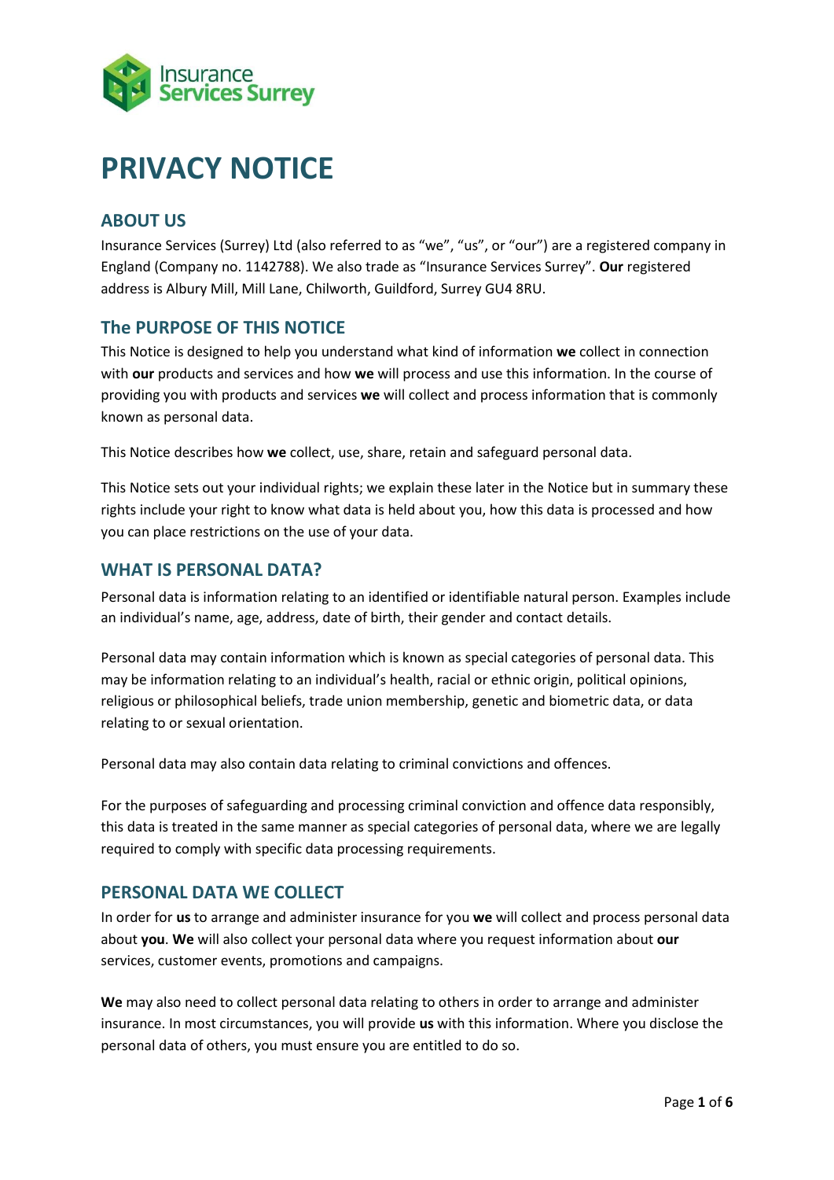# PRIVACY NOTICE

## ABOUT US

Insurance Services (Surrey) Ltd (also referred to as "we", "us", or "our") are a registered company in England (Company no. 1142788). We also trade as "Insurance Services Surrey". **Our** registered address is Albury Mill, Mill Lane, Chilworth, Guildford, Surrey GU4 8RU.

## The PURPOSE OF THIS NOTICE

This Notice is designed to help you understand what kind of information **we** collect in connection with **our** products and services and how **we** will process and use this information. In the course of providing you with products and services **we** will collect and process information that is commonly known as personal data.

This Notice describes how **we** collect, use, share, retain and safeguard personal data.

This Notice sets out your individual rights; we explain these later in the Notice but in summary these rights include your right to know what data is held about you, how this data is processed and how you can place restrictions on the use of your data.

## WHAT IS PERSONAL DATA?

Personal data is information relating to an identified or identifiable natural person. Examples include an individual's name, age, address, date of birth, their gender and contact details.

Personal data may contain information which is known as special categories of personal data. This may be information relating to an individual's health, racial or ethnic origin, political opinions, religious or philosophical beliefs, trade union membership, genetic and biometric data, or data relating to or sexual orientation.

Personal data may also contain data relating to criminal convictions and offences.

For the purposes of safeguarding and processing criminal conviction and offence data responsibly, this data is treated in the same manner as special categories of personal data, where we are legally required to comply with specific data processing requirements.

## PERSONAL DATA WE COLLECT

In order for **us** to arrange and administer insurance for you **we** will collect and process personal data about **you**. **We** will also collect your personal data where you request information about **our** services, customer events, promotions and campaigns.

**We** may also need to collect personal data relating to others in order to arrange and administer insurance. In most circumstances, you will provide **us** with this information. Where you disclose the personal data of others, you must ensure you are entitled to do so.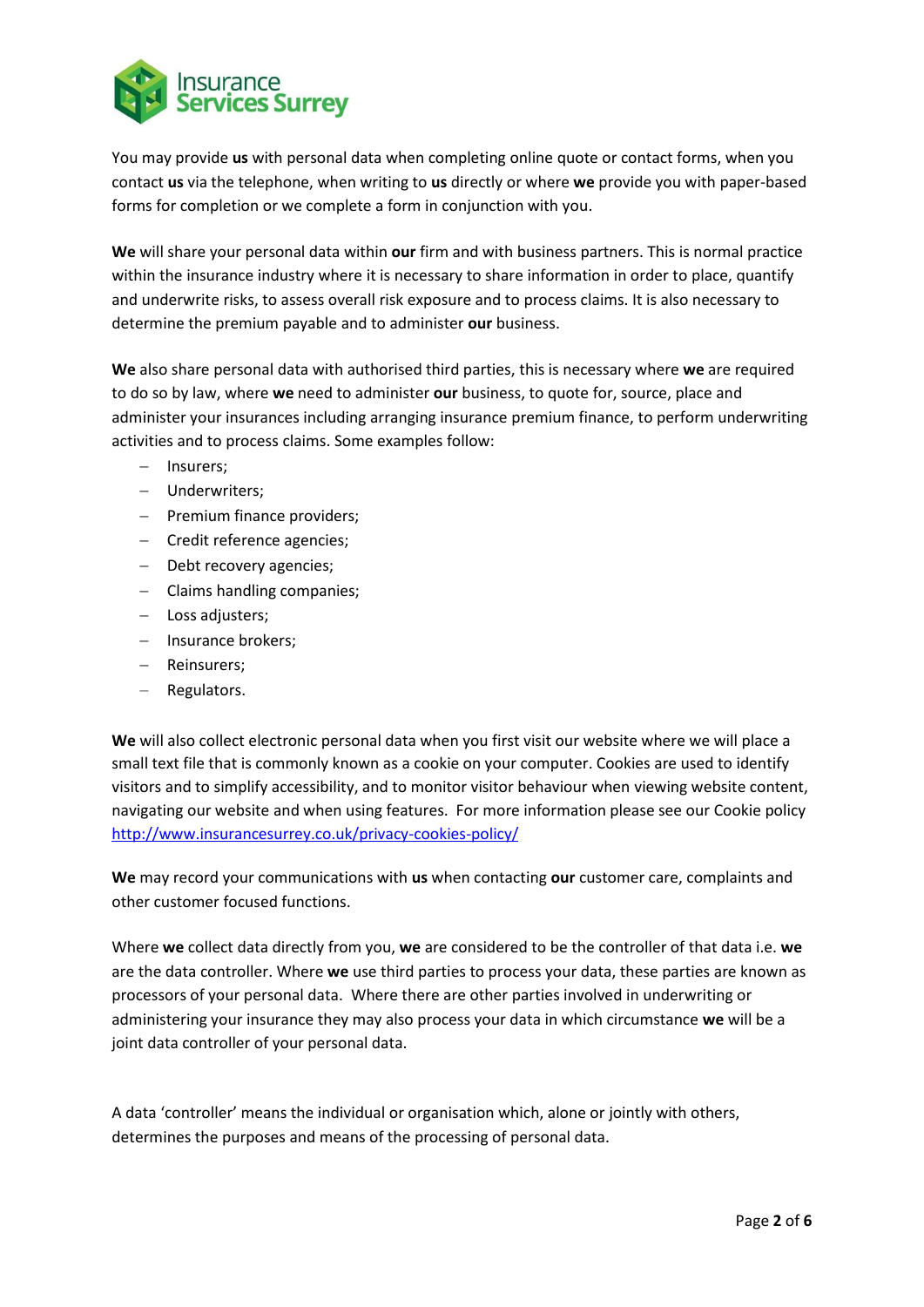You may provide **us** with personal data when completing online quote or contact forms, when you contact **us** via the telephone, when writing to **us** directly or where **we** provide you with paper-based forms for completion or we complete a form in conjunction with you.

**We** will share your personal data within **our** firm and with business partners. This is normal practice within the insurance industry where it is necessary to share information in order to place, quantify and underwrite risks, to assess overall risk exposure and to process claims. It is also necessary to determine the premium payable and to administer **our** business.

**We** also share personal data with authorised third parties, this is necessary where **we** are required to do so by law, where **we** need to administer **our** business, to quote for, source, place and administer your insurances including arranging insurance premium finance, to perform underwriting activities and to process claims. Some examples follow:

- Insurers;
- Underwriters;
- Premium finance providers;
- Credit reference agencies;
- Debt recovery agencies;
- Claims handling companies;
- Loss adjusters;
- Insurance brokers;
- Reinsurers;
- Regulators.

**We** will also collect electronic personal data when you first visit our website where we will place a small text file that is commonly known as a cookie on your computer. Cookies are used to identify visitors and to simplify accessibility, and to monitor visitor behaviour when viewing website content, navigating our website and when using features. For more information please see our Cookie policy http://www.insurancesurrey.co.uk/privacy-cookies-policy/

**We** may record your communications with **us** when contacting **our** customer care, complaints and other customer focused functions.

Where **we** collect data directly from you, **we** are considered to be the controller of that data i.e. **we** are the data controller. Where **we** use third parties to process your data, these parties are known as processors of your personal data. Where there are other parties involved in underwriting or administering your insurance they may also process your data in which circumstance **we** will be a joint data controller of your personal data.

A data 'controller' means the individual or organisation which, alone or jointly with others, determines the purposes and means of the processing of personal data.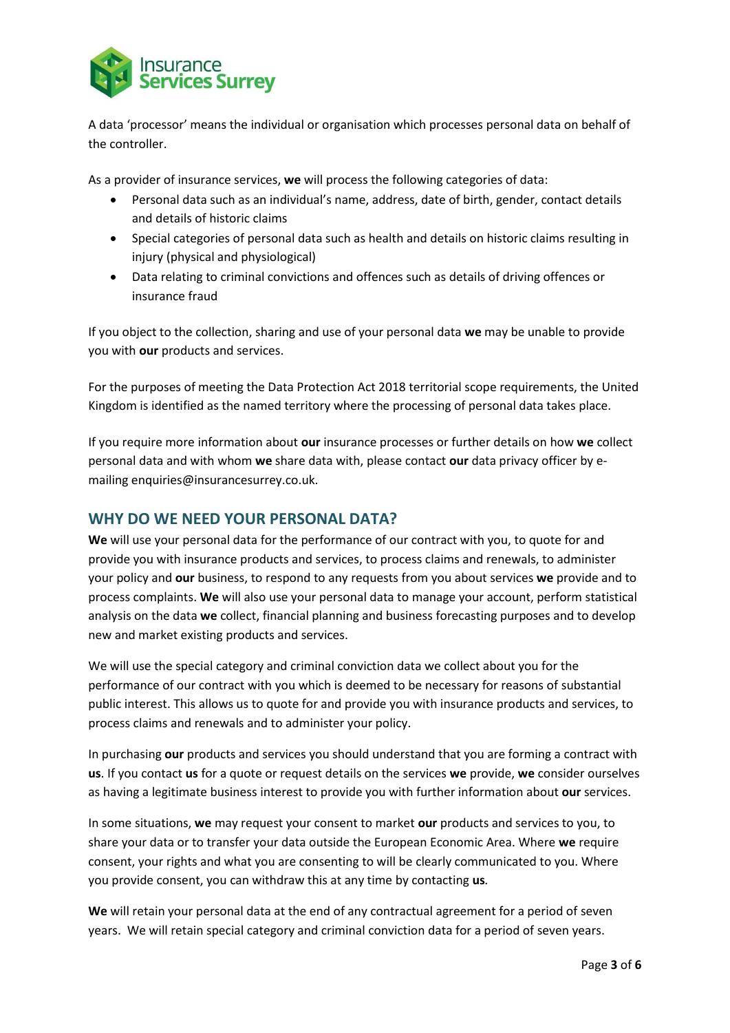A data 'processor' means the individual or organisation which processes personal data on behalf of the controller.

As a provider of insurance services, **we** will process the following categories of data:

- Personal data such as an individual's name, address, date of birth, gender, contact details and details of historic claims
- Special categories of personal data such as health and details on historic claims resulting in injury (physical and physiological)
- Data relating to criminal convictions and offences such as details of driving offences or insurance fraud

If you object to the collection, sharing and use of your personal data **we** may be unable to provide you with **our** products and services.

For the purposes of meeting the Data Protection Act 2018 territorial scope requirements, the United Kingdom is identified as the named territory where the processing of personal data takes place.

If you require more information about **our** insurance processes or further details on how **we** collect personal data and with whom **we** share data with, please contact **our** data privacy officer by e-mailing enquiries@insurancesurrey.co.uk.

## WHY DO WE NEED YOUR PERSONAL DATA?

**We** will use your personal data for the performance of our contract with you, to quote for and provide you with insurance products and services, to process claims and renewals, to administer your policy and **our** business, to respond to any requests from you about services **we** provide and to process complaints. **We** will also use your personal data to manage your account, perform statistical analysis on the data **we** collect, financial planning and business forecasting purposes and to develop new and market existing products and services.

We will use the special category and criminal conviction data we collect about you for the performance of our contract with you which is deemed to be necessary for reasons of substantial public interest. This allows us to quote for and provide you with insurance products and services, to process claims and renewals and to administer your policy.

In purchasing **our** products and services you should understand that you are forming a contract with **us**. If you contact **us** for a quote or request details on the services **we** provide, **we** consider ourselves as having a legitimate business interest to provide you with further information about **our** services.

In some situations, **we** may request your consent to market **our** products and services to you, to share your data or to transfer your data outside the European Economic Area. Where **we** require consent, your rights and what you are consenting to will be clearly communicated to you. Where you provide consent, you can withdraw this at any time by contacting **us**.

**We** will retain your personal data at the end of any contractual agreement for a period of seven years. We will retain special category and criminal conviction data for a period of seven years.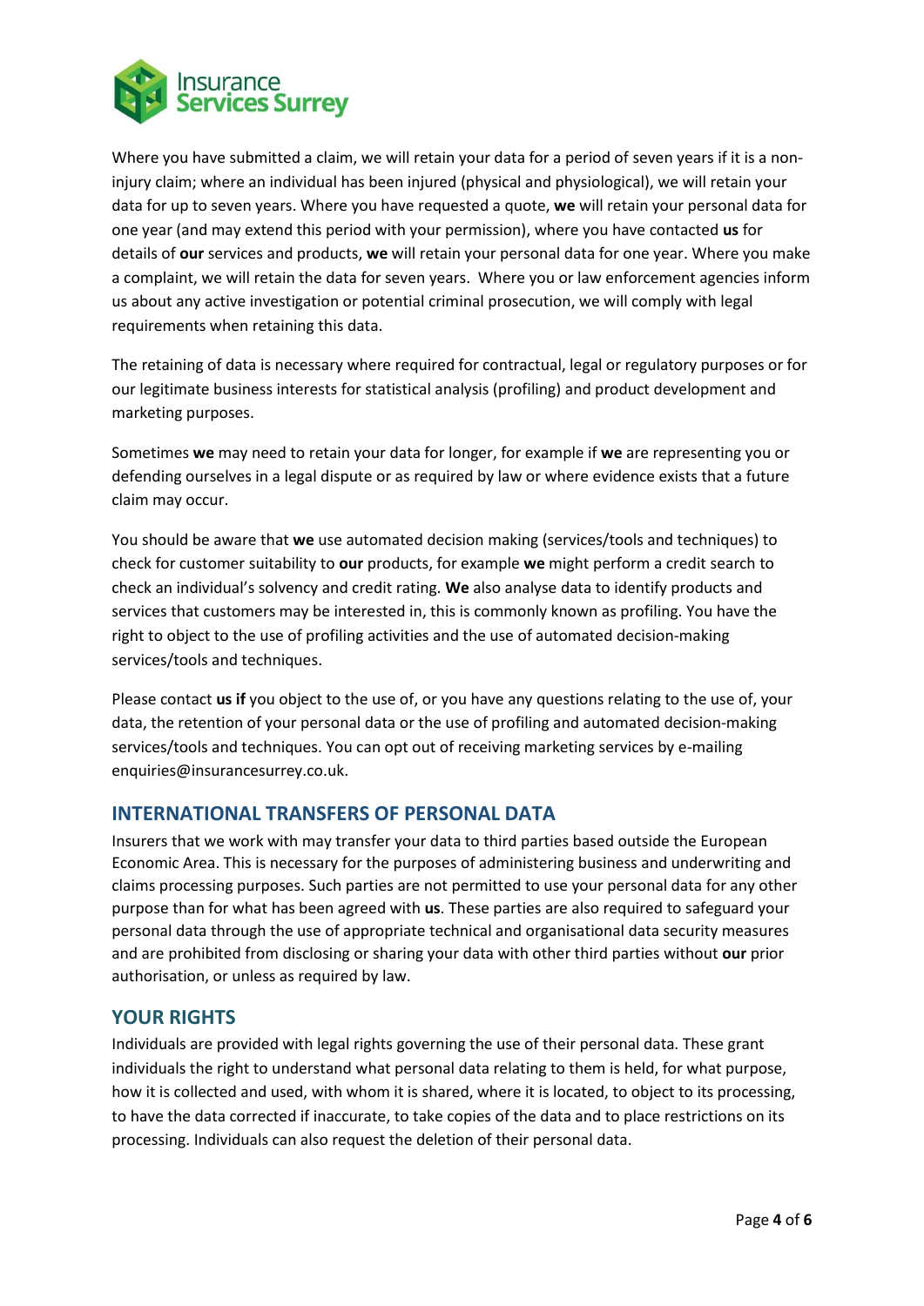Where you have submitted a claim, we will retain your data for a period of seven years if it is a non-injury claim; where an individual has been injured (physical and physiological), we will retain your data for up to seven years. Where you have requested a quote, **we** will retain your personal data for one year (and may extend this period with your permission), where you have contacted **us** for details of **our** services and products, **we** will retain your personal data for one year. Where you make a complaint, we will retain the data for seven years. Where you or law enforcement agencies inform us about any active investigation or potential criminal prosecution, we will comply with legal requirements when retaining this data.

The retaining of data is necessary where required for contractual, legal or regulatory purposes or for our legitimate business interests for statistical analysis (profiling) and product development and marketing purposes.

Sometimes **we** may need to retain your data for longer, for example if **we** are representing you or defending ourselves in a legal dispute or as required by law or where evidence exists that a future claim may occur.

You should be aware that **we** use automated decision making (services/tools and techniques) to check for customer suitability to **our** products, for example **we** might perform a credit search to check an individual's solvency and credit rating. **We** also analyse data to identify products and services that customers may be interested in, this is commonly known as profiling. You have the right to object to the use of profiling activities and the use of automated decision-making services/tools and techniques.

Please contact **us if** you object to the use of, or you have any questions relating to the use of, your data, the retention of your personal data or the use of profiling and automated decision-making services/tools and techniques. You can opt out of receiving marketing services by e-mailing enquiries@insurancesurrey.co.uk.

## INTERNATIONAL TRANSFERS OF PERSONAL DATA

Insurers that we work with may transfer your data to third parties based outside the European Economic Area. This is necessary for the purposes of administering business and underwriting and claims processing purposes. Such parties are not permitted to use your personal data for any other purpose than for what has been agreed with **us**. These parties are also required to safeguard your personal data through the use of appropriate technical and organisational data security measures and are prohibited from disclosing or sharing your data with other third parties without **our** prior authorisation, or unless as required by law.

## YOUR RIGHTS

Individuals are provided with legal rights governing the use of their personal data. These grant individuals the right to understand what personal data relating to them is held, for what purpose, how it is collected and used, with whom it is shared, where it is located, to object to its processing, to have the data corrected if inaccurate, to take copies of the data and to place restrictions on its processing. Individuals can also request the deletion of their personal data.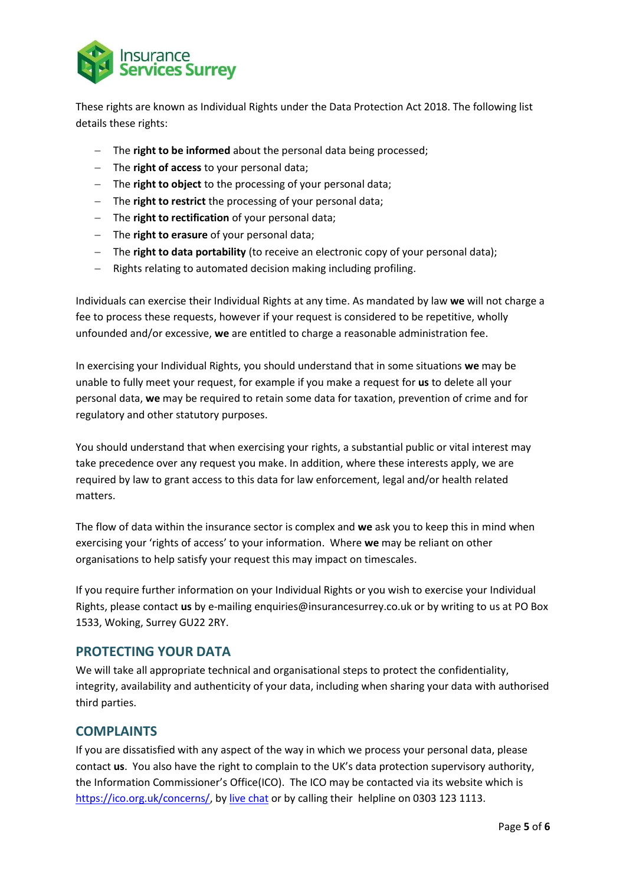These rights are known as Individual Rights under the Data Protection Act 2018. The following list details these rights:

- The **right to be informed** about the personal data being processed;
- The **right of access** to your personal data;
- The **right to object** to the processing of your personal data;
- The **right to restrict** the processing of your personal data;
- The **right to rectification** of your personal data;
- The **right to erasure** of your personal data;
- The **right to data portability** (to receive an electronic copy of your personal data);
- Rights relating to automated decision making including profiling.

Individuals can exercise their Individual Rights at any time. As mandated by law **we** will not charge a fee to process these requests, however if your request is considered to be repetitive, wholly unfounded and/or excessive, **we** are entitled to charge a reasonable administration fee.

In exercising your Individual Rights, you should understand that in some situations **we** may be unable to fully meet your request, for example if you make a request for **us** to delete all your personal data, **we** may be required to retain some data for taxation, prevention of crime and for regulatory and other statutory purposes.

You should understand that when exercising your rights, a substantial public or vital interest may take precedence over any request you make. In addition, where these interests apply, we are required by law to grant access to this data for law enforcement, legal and/or health related matters.

The flow of data within the insurance sector is complex and **we** ask you to keep this in mind when exercising your 'rights of access' to your information. Where **we** may be reliant on other organisations to help satisfy your request this may impact on timescales.

If you require further information on your Individual Rights or you wish to exercise your Individual Rights, please contact **us** by e-mailing enquiries@insurancesurrey.co.uk or by writing to us at PO Box 1533, Woking, Surrey GU22 2RY.

## PROTECTING YOUR DATA

We will take all appropriate technical and organisational steps to protect the confidentiality, integrity, availability and authenticity of your data, including when sharing your data with authorised third parties.

## COMPLAINTS

If you are dissatisfied with any aspect of the way in which we process your personal data, please contact **us**. You also have the right to complain to the UK's data protection supervisory authority, the Information Commissioner's Office(ICO). The ICO may be contacted via its website which is https://ico.org.uk/concerns/, by live chat or by calling their helpline on 0303 123 1113.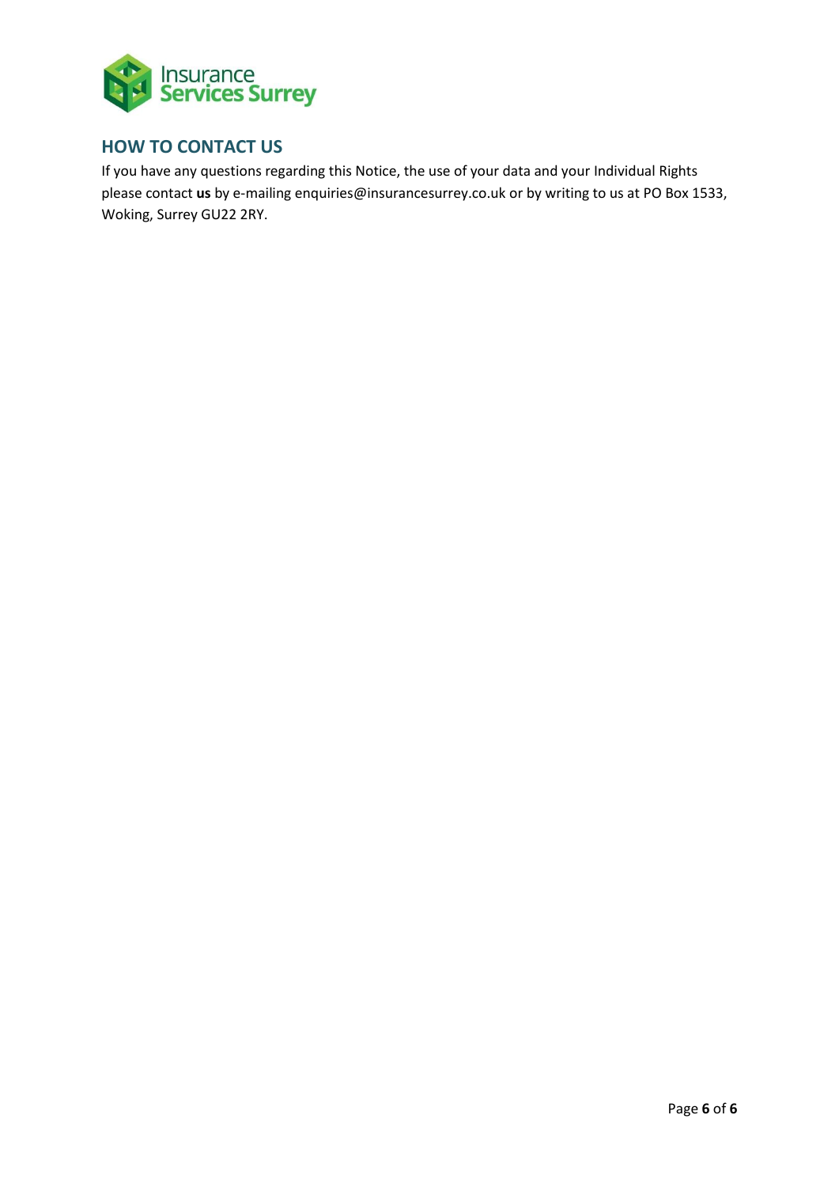## HOW TO CONTACT US

If you have any questions regarding this Notice, the use of your data and your Individual Rights please contact **us** by e-mailing enquiries@insurancesurrey.co.uk or by writing to us at PO Box 1533, Woking, Surrey GU22 2RY.